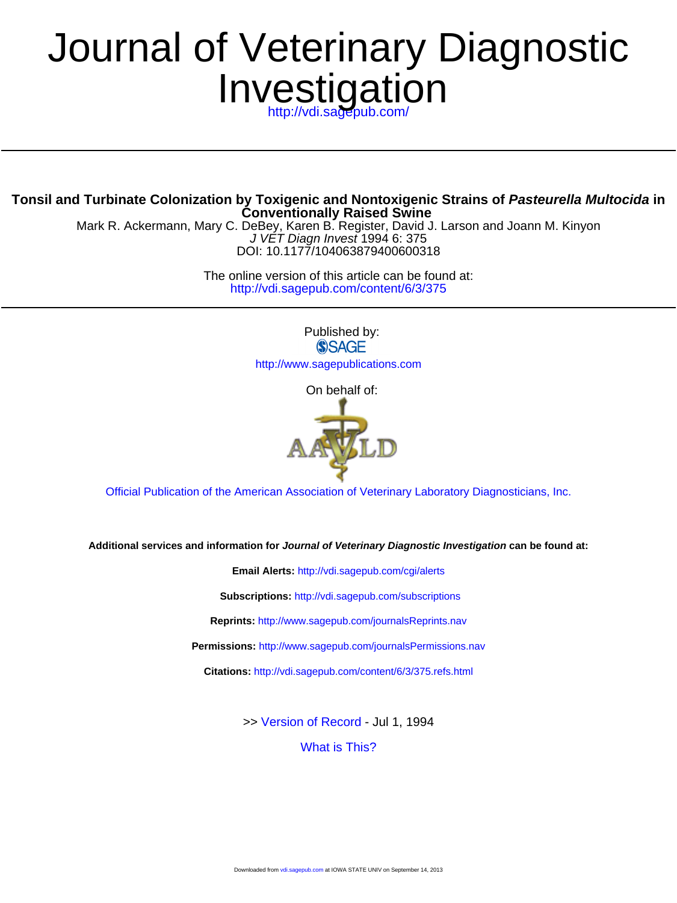# Journal of Veterinary Diagnostic Investigation

http://vdi.sagepub.com/

## Tonsil and Turbinate Colonization by Toxigenic and Nontoxigenic Strains of *Pasteurella Multocida* in Conventionally Raised Swine

Mark R. Ackermann, Mary C. DeBey, Karen B. Register, David J. Larson and Joann M. Kinyon

*J VET Diagn Invest* 1994 6: 375

DOI: 10.1177/104063879400600318

The online version of this article can be found at:
http://vdi.sagepub.com/content/6/3/375

Published by:

SAGE

http://www.sagepublications.com

On behalf of:

AAVLD

Official Publication of the American Association of Veterinary Laboratory Diagnosticians, Inc.

**Additional services and information for *Journal of Veterinary Diagnostic Investigation* can be found at:**

**Email Alerts:** http://vdi.sagepub.com/cgi/alerts

**Subscriptions:** http://vdi.sagepub.com/subscriptions

**Reprints:** http://www.sagepub.com/journalsReprints.nav

**Permissions:** http://www.sagepub.com/journalsPermissions.nav

**Citations:** http://vdi.sagepub.com/content/6/3/375.refs.html

>> Version of Record - Jul 1, 1994

What is This?

Downloaded from vdi.sagepub.com at IOWA STATE UNIV on September 14, 2013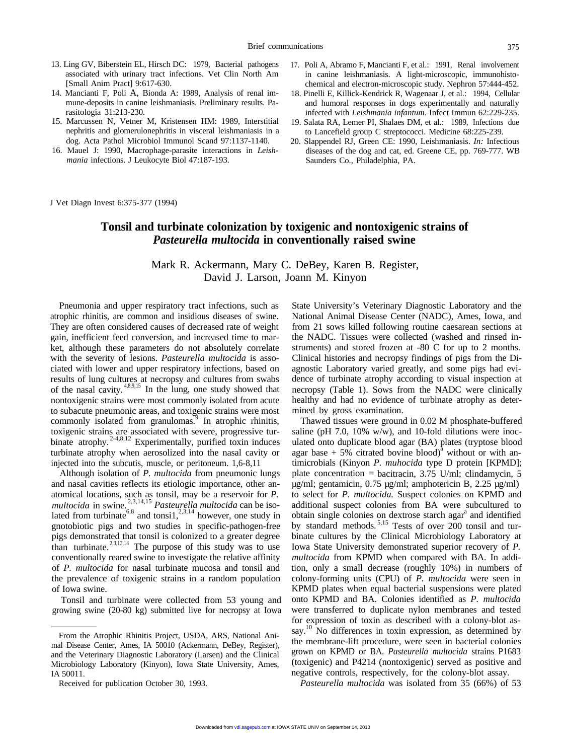13. Ling GV, Biberstein EL, Hirsch DC: 1979, Bacterial pathogens associated with urinary tract infections. Vet Clin North Am [Small Anim Pract] 9:617-630.
14. Mancianti F, Poli A, Bionda A: 1989, Analysis of renal immune-deposits in canine leishmaniasis. Preliminary results. Parasitologia 31:213-230.
15. Marcussen N, Vetner M, Kristensen HM: 1989, Interstitial nephritis and glomerulonephritis in visceral leishmaniasis in a dog. Acta Pathol Microbiol Immunol Scand 97:1137-1140.
16. Mauel J: 1990, Macrophage-parasite interactions in *Leishmania* infections. J Leukocyte Biol 47:187-193.
17. Poli A, Abramo F, Mancianti F, et al.: 1991, Renal involvement in canine leishmaniasis. A light-microscopic, immunohistochemical and electron-microscopic study. Nephron 57:444-452.
18. Pinelli E, Killick-Kendrick R, Wagenaar J, et al.: 1994, Cellular and humoral responses in dogs experimentally and naturally infected with *Leishmania infantum.* Infect Immun 62:229-235.
19. Salata RA, Lemer PI, Shalaes DM, et al.: 1989, Infections due to Lancefield group C streptococci. Medicine 68:225-239.
20. Slappendel RJ, Green CE: 1990, Leishmaniasis. *In:* Infectious diseases of the dog and cat, ed. Greene CE, pp. 769-777. WB Saunders Co., Philadelphia, PA.

J Vet Diagn Invest 6:375-377 (1994)

# Tonsil and turbinate colonization by toxigenic and nontoxigenic strains of *Pasteurella multocida* in conventionally raised swine

Mark R. Ackermann, Mary C. DeBey, Karen B. Register, David J. Larson, Joann M. Kinyon

Pneumonia and upper respiratory tract infections, such as atrophic rhinitis, are common and insidious diseases of swine. They are often considered causes of decreased rate of weight gain, inefficient feed conversion, and increased time to market, although these parameters do not absolutely correlate with the severity of lesions. *Pasteurella multocida* is associated with lower and upper respiratory infections, based on results of lung cultures at necropsy and cultures from swabs of the nasal cavity.[4,8,9,15] In the lung, one study showed that nontoxigenic strains were most commonly isolated from acute to subacute pneumonic areas, and toxigenic strains were most commonly isolated from granulomas.[9] In atrophic rhinitis, toxigenic strains are associated with severe, progressive turbinate atrophy.[2-4,8,12] Experimentally, purified toxin induces turbinate atrophy when aerosolized into the nasal cavity or injected into the subcutis, muscle, or peritoneum. 1,6-8,11

Although isolation of *P. multocida* from pneumonic lungs and nasal cavities reflects its etiologic importance, other anatomical locations, such as tonsil, may be a reservoir for *P. multocida* in swine.[2,3,14,15] *Pasteurella multocida* can be isolated from turbinate[6,8] and tonsi1,[2,3,14] however, one study in gnotobiotic pigs and two studies in specific-pathogen-free pigs demonstrated that tonsil is colonized to a greater degree than turbinate.[2,3,13,14] The purpose of this study was to use conventionally reared swine to investigate the relative affinity of *P. multocida* for nasal turbinate mucosa and tonsil and the prevalence of toxigenic strains in a random population of Iowa swine.

Tonsil and turbinate were collected from 53 young and growing swine (20-80 kg) submitted live for necropsy at Iowa State University's Veterinary Diagnostic Laboratory and the National Animal Disease Center (NADC), Ames, Iowa, and from 21 sows killed following routine caesarean sections at the NADC. Tissues were collected (washed and rinsed instruments) and stored frozen at -80 C for up to 2 months. Clinical histories and necropsy findings of pigs from the Diagnostic Laboratory varied greatly, and some pigs had evidence of turbinate atrophy according to visual inspection at necropsy (Table 1). Sows from the NADC were clinically healthy and had no evidence of turbinate atrophy as determined by gross examination.

Thawed tissues were ground in 0.02 M phosphate-buffered saline (pH 7.0, 10% w/w), and 10-fold dilutions were inoculated onto duplicate blood agar (BA) plates (tryptose blood agar base + 5% citrated bovine blood)[a] without or with antimicrobials (Kinyon *P. muhocida* type D protein [KPMD]; plate concentration = bacitracin, 3.75 U/ml; clindamycin, 5 μg/ml; gentamicin, 0.75 μg/ml; amphotericin B, 2.25 μg/ml) to select for *P. multocida.* Suspect colonies on KPMD and additional suspect colonies from BA were subcultured to obtain single colonies on dextrose starch agar[a] and identified by standard methods.[5,15] Tests of over 200 tonsil and turbinate cultures by the Clinical Microbiology Laboratory at Iowa State University demonstrated superior recovery of *P. multocida* from KPMD when compared with BA. In addition, only a small decrease (roughly 10%) in numbers of colony-forming units (CPU) of *P. multocida* were seen in KPMD plates when equal bacterial suspensions were plated onto KPMD and BA. Colonies identified as *P. multocida* were transferred to duplicate nylon membranes and tested for expression of toxin as described with a colony-blot assay.[10] No differences in toxin expression, as determined by the membrane-lift procedure, were seen in bacterial colonies grown on KPMD or BA. *Pasteurella multocida* strains P1683 (toxigenic) and P4214 (nontoxigenic) served as positive and negative controls, respectively, for the colony-blot assay.

*Pasteurella multocida* was isolated from 35 (66%) of 53

From the Atrophic Rhinitis Project, USDA, ARS, National Animal Disease Center, Ames, IA 50010 (Ackermann, DeBey, Register), and the Veterinary Diagnostic Laboratory (Larsen) and the Clinical Microbiology Laboratory (Kinyon), Iowa State University, Ames, IA 50011.

Received for publication October 30, 1993.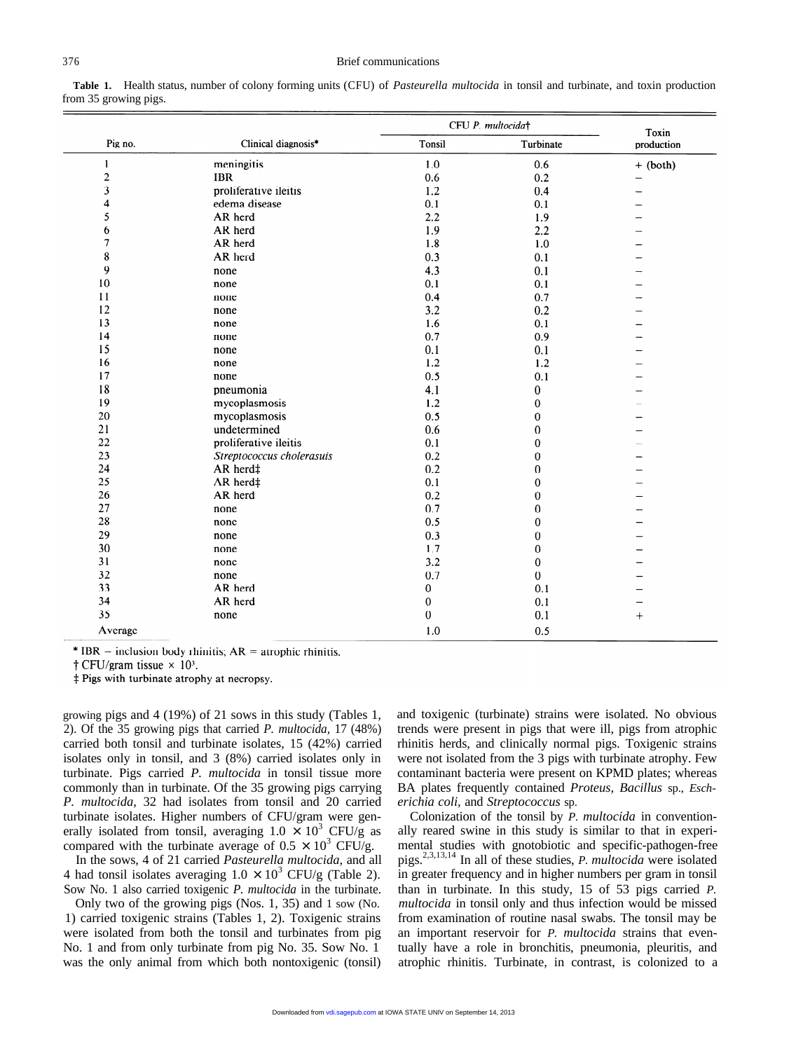**Table 1.** Health status, number of colony forming units (CFU) of *Pasteurella multocida* in tonsil and turbinate, and toxin production from 35 growing pigs.

| Pig no. | Clinical diagnosis* | CFU *P. multocida*† | | Toxin production |
|---|---|---|---|---|
| | | Tonsil | Turbinate | |
| 1 | meningitis | 1.0 | 0.6 | + (both) |
| 2 | IBR | 0.6 | 0.2 | – |
| 3 | proliferative ileitis | 1.2 | 0.4 | – |
| 4 | edema disease | 0.1 | 0.1 | – |
| 5 | AR herd | 2.2 | 1.9 | – |
| 6 | AR herd | 1.9 | 2.2 | – |
| 7 | AR herd | 1.8 | 1.0 | – |
| 8 | AR herd | 0.3 | 0.1 | – |
| 9 | none | 4.3 | 0.1 | – |
| 10 | none | 0.1 | 0.1 | – |
| 11 | none | 0.4 | 0.7 | – |
| 12 | none | 3.2 | 0.2 | – |
| 13 | none | 1.6 | 0.1 | – |
| 14 | none | 0.7 | 0.9 | – |
| 15 | none | 0.1 | 0.1 | – |
| 16 | none | 1.2 | 1.2 | – |
| 17 | none | 0.5 | 0.1 | – |
| 18 | pneumonia | 4.1 | 0 | – |
| 19 | mycoplasmosis | 1.2 | 0 | – |
| 20 | mycoplasmosis | 0.5 | 0 | – |
| 21 | undetermined | 0.6 | 0 | – |
| 22 | proliferative ileitis | 0.1 | 0 | – |
| 23 | *Streptococcus cholerasuis* | 0.2 | 0 | – |
| 24 | AR herd‡ | 0.2 | 0 | – |
| 25 | AR herd‡ | 0.1 | 0 | – |
| 26 | AR herd | 0.2 | 0 | – |
| 27 | none | 0.7 | 0 | – |
| 28 | none | 0.5 | 0 | – |
| 29 | none | 0.3 | 0 | – |
| 30 | none | 1.7 | 0 | – |
| 31 | none | 3.2 | 0 | – |
| 32 | none | 0.7 | 0 | – |
| 33 | AR herd | 0 | 0.1 | – |
| 34 | AR herd | 0 | 0.1 | – |
| 35 | none | 0 | 0.1 | + |
| Average | | 1.0 | 0.5 | |

\* IBR = inclusion body rhinitis; AR = atrophic rhinitis.

† CFU/gram tissue × $10^3$.

‡ Pigs with turbinate atrophy at necropsy.

growing pigs and 4 (19%) of 21 sows in this study (Tables 1, 2). Of the 35 growing pigs that carried *P. multocida,* 17 (48%) carried both tonsil and turbinate isolates, 15 (42%) carried isolates only in tonsil, and 3 (8%) carried isolates only in turbinate. Pigs carried *P. multocida* in tonsil tissue more commonly than in turbinate. Of the 35 growing pigs carrying *P. multocida,* 32 had isolates from tonsil and 20 carried turbinate isolates. Higher numbers of CFU/gram were generally isolated from tonsil, averaging $1.0 \times 10^3$ CFU/g as compared with the turbinate average of $0.5 \times 10^3$ CFU/g.

In the sows, 4 of 21 carried *Pasteurella multocida,* and all 4 had tonsil isolates averaging $1.0 \times 10^3$ CFU/g (Table 2). Sow No. 1 also carried toxigenic *P. multocida* in the turbinate.

Only two of the growing pigs (Nos. 1, 35) and 1 sow (No. 1) carried toxigenic strains (Tables 1, 2). Toxigenic strains were isolated from both the tonsil and turbinates from pig No. 1 and from only turbinate from pig No. 35. Sow No. 1 was the only animal from which both nontoxigenic (tonsil) and toxigenic (turbinate) strains were isolated. No obvious trends were present in pigs that were ill, pigs from atrophic rhinitis herds, and clinically normal pigs. Toxigenic strains were not isolated from the 3 pigs with turbinate atrophy. Few contaminant bacteria were present on KPMD plates; whereas BA plates frequently contained *Proteus, Bacillus* sp., *Escherichia coli,* and *Streptococcus* sp.

Colonization of the tonsil by *P. multocida* in conventionally reared swine in this study is similar to that in experimental studies with gnotobiotic and specific-pathogen-free pigs.[2,3,13,14] In all of these studies, *P. multocida* were isolated in greater frequency and in higher numbers per gram in tonsil than in turbinate. In this study, 15 of 53 pigs carried *P. multocida* in tonsil only and thus infection would be missed from examination of routine nasal swabs. The tonsil may be an important reservoir for *P. multocida* strains that eventually have a role in bronchitis, pneumonia, pleuritis, and atrophic rhinitis. Turbinate, in contrast, is colonized to a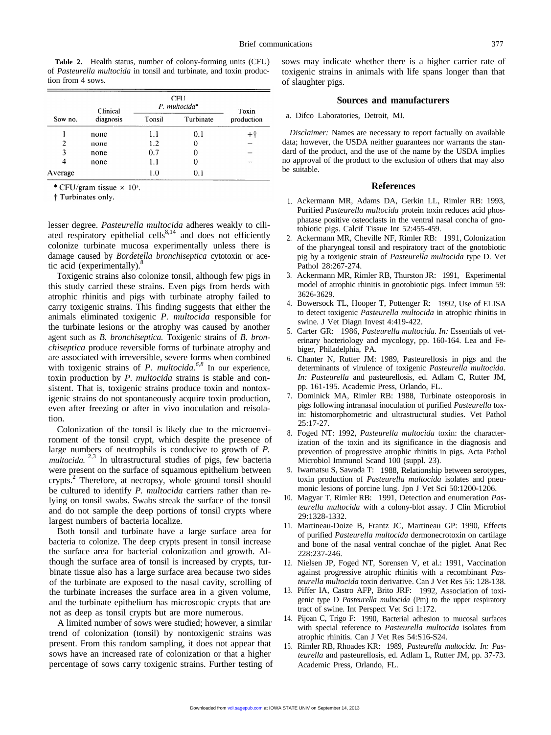**Table 2.** Health status, number of colony-forming units (CFU) of *Pasteurella multocida* in tonsil and turbinate, and toxin production from 4 sows.

| Sow no. | Clinical diagnosis | CFU *P. multocida** Tonsil | Turbinate | Toxin production |
|---|---|---|---|---|
| 1 | none | 1.1 | 0.1 | +† |
| 2 | none | 1.2 | 0 | – |
| 3 | none | 0.7 | 0 | – |
| 4 | none | 1.1 | 0 | – |
| Average | | 1.0 | 0.1 | |

\* CFU/gram tissue × $10^3$.

† Turbinates only.

lesser degree. *Pasteurella multocida* adheres weakly to ciliated respiratory epithelial cells[8,14] and does not efficiently colonize turbinate mucosa experimentally unless there is damage caused by *Bordetella bronchiseptica* cytotoxin or acetic acid (experimentally).[8]

Toxigenic strains also colonize tonsil, although few pigs in this study carried these strains. Even pigs from herds with atrophic rhinitis and pigs with turbinate atrophy failed to carry toxigenic strains. This finding suggests that either the animals eliminated toxigenic *P. multocida* responsible for the turbinate lesions or the atrophy was caused by another agent such as *B. bronchiseptica.* Toxigenic strains of *B. bronchiseptica* produce reversible forms of turbinate atrophy and are associated with irreversible, severe forms when combined with toxigenic strains of *P. multocida.*[6,8] In our experience, toxin production by *P. multocida* strains is stable and consistent. That is, toxigenic strains produce toxin and nontoxigenic strains do not spontaneously acquire toxin production, even after freezing or after in vivo inoculation and reisolation.

Colonization of the tonsil is likely due to the microenvironment of the tonsil crypt, which despite the presence of large numbers of neutrophils is conducive to growth of *P. multocida.*[2,3] In ultrastructural studies of pigs, few bacteria were present on the surface of squamous epithelium between crypts.[2] Therefore, at necropsy, whole ground tonsil should be cultured to identify *P. multocida* carriers rather than relying on tonsil swabs. Swabs streak the surface of the tonsil and do not sample the deep portions of tonsil crypts where largest numbers of bacteria localize.

Both tonsil and turbinate have a large surface area for bacteria to colonize. The deep crypts present in tonsil increase the surface area for bacterial colonization and growth. Although the surface area of tonsil is increased by crypts, turbinate tissue also has a large surface area because two sides of the turbinate are exposed to the nasal cavity, scrolling of the turbinate increases the surface area in a given volume, and the turbinate epithelium has microscopic crypts that are not as deep as tonsil crypts but are more numerous.

A limited number of sows were studied; however, a similar trend of colonization (tonsil) by nontoxigenic strains was present. From this random sampling, it does not appear that sows have an increased rate of colonization or that a higher percentage of sows carry toxigenic strains. Further testing of sows may indicate whether there is a higher carrier rate of toxigenic strains in animals with life spans longer than that of slaughter pigs.

## Sources and manufacturers

a. Difco Laboratories, Detroit, MI.

*Disclaimer:* Names are necessary to report factually on available data; however, the USDA neither guarantees nor warrants the standard of the product, and the use of the name by the USDA implies no approval of the product to the exclusion of others that may also be suitable.

## References

1. Ackermann MR, Adams DA, Gerkin LL, Rimler RB: 1993, Purified *Pasteurella multocida* protein toxin reduces acid phosphatase positive osteoclasts in the ventral nasal concha of gnotobiotic pigs. Calcif Tissue Int 52:455-459.
2. Ackermann MR, Cheville NF, Rimler RB: 1991, Colonization of the pharyngeal tonsil and respiratory tract of the gnotobiotic pig by a toxigenic strain of *Pasteurella multocida* type D. Vet Pathol 28:267-274.
3. Ackermann MR, Rimler RB, Thurston JR: 1991, Experimental model of atrophic rhinitis in gnotobiotic pigs. Infect Immun 59: 3626-3629.
4. Bowersock TL, Hooper T, Pottenger R: 1992, Use of ELISA to detect toxigenic *Pasteurella multocida* in atrophic rhinitis in swine. J Vet Diagn Invest 4:419-422.
5. Carter GR: 1986, *Pasteurella multocida. In:* Essentials of veterinary bacteriology and mycology, pp. 160-164. Lea and Febiger, Philadelphia, PA.
6. Chanter N, Rutter JM: 1989, Pasteurellosis in pigs and the determinants of virulence of toxigenic *Pasteurella multocida. In: Pasteurella* and pasteurellosis, ed. Adlam C, Rutter JM, pp. 161-195. Academic Press, Orlando, FL.
7. Dominick MA, Rimler RB: 1988, Turbinate osteoporosis in pigs following intranasal inoculation of purified *Pasteurella* toxin: histomorphometric and ultrastructural studies. Vet Pathol 25:17-27.
8. Foged NT: 1992, *Pasteurella multocida* toxin: the characterization of the toxin and its significance in the diagnosis and prevention of progressive atrophic rhinitis in pigs. Acta Pathol Microbiol Immunol Scand 100 (suppl. 23).
9. Iwamatsu S, Sawada T: 1988, Relationship between serotypes, toxin production of *Pasteurella multocida* isolates and pneumonic lesions of porcine lung. Jpn J Vet Sci 50:1200-1206.
10. Magyar T, Rimler RB: 1991, Detection and enumeration *Pasteurella multocida* with a colony-blot assay. J Clin Microbiol 29:1328-1332.
11. Martineau-Doize B, Frantz JC, Martineau GP: 1990, Effects of purified *Pasteurella multocida* dermonecrotoxin on cartilage and bone of the nasal ventral conchae of the piglet. Anat Rec 228:237-246.
12. Nielsen JP, Foged NT, Sorensen V, et al.: 1991, Vaccination against progressive atrophic rhinitis with a recombinant *Pasteurella multocida* toxin derivative. Can J Vet Res 55: 128-138.
13. Piffer IA, Castro AFP, Brito JRF: 1992, Association of toxigenic type D *Pasteurella multocida* (Pm) to the upper respiratory tract of swine. Int Perspect Vet Sci 1:172.
14. Pijoan C, Trigo F: 1990, Bacterial adhesion to mucosal surfaces with special reference to *Pasteurella multocida* isolates from atrophic rhinitis. Can J Vet Res 54:S16-S24.
15. Rimler RB, Rhoades KR: 1989, *Pasteurella multocida. In: Pasteurella* and pasteurellosis, ed. Adlam L, Rutter JM, pp. 37-73. Academic Press, Orlando, FL.